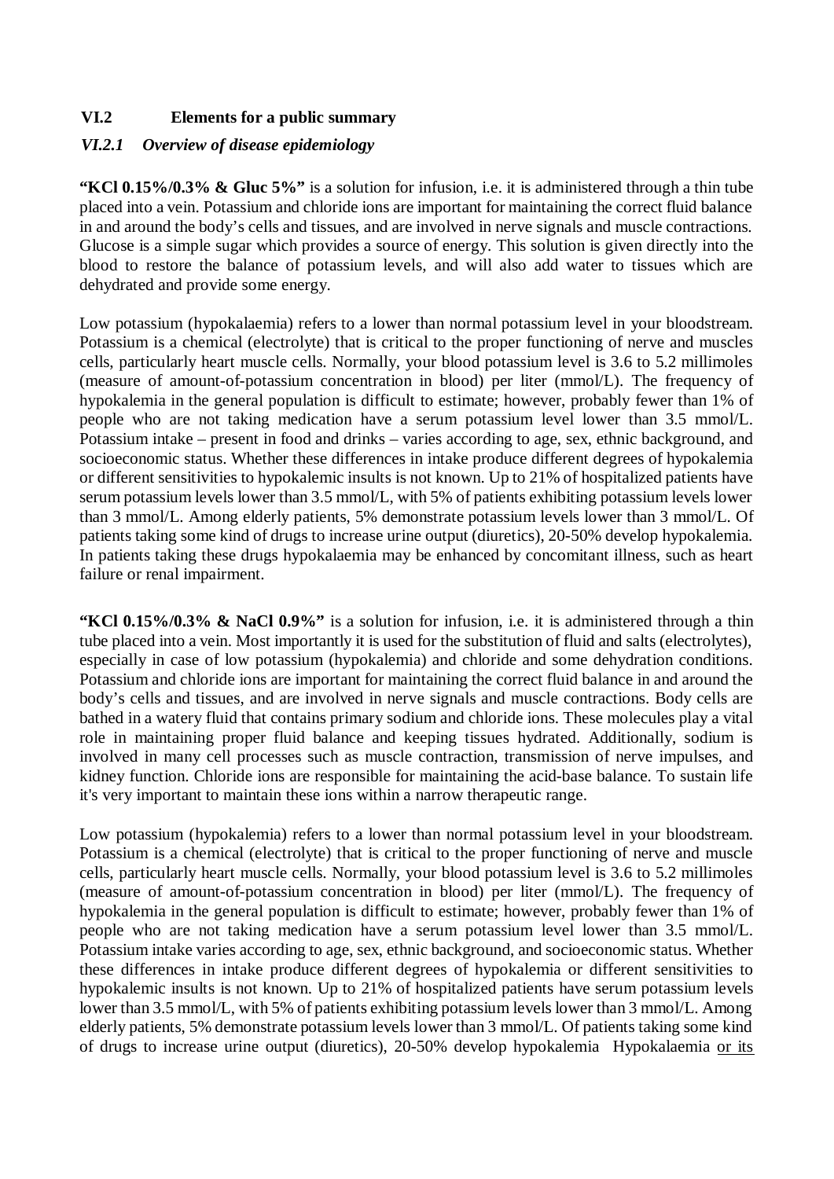## VI.2 Elements for a public summary

### *VI.2.1 Overview of disease epidemiology*

**"KCl 0.15%/0.3% & Gluc 5%"** is a solution for infusion, i.e. it is administered through a thin tube placed into a vein. Potassium and chloride ions are important for maintaining the correct fluid balance in and around the body's cells and tissues, and are involved in nerve signals and muscle contractions. Glucose is a simple sugar which provides a source of energy. This solution is given directly into the blood to restore the balance of potassium levels, and will also add water to tissues which are dehydrated and provide some energy.

Low potassium (hypokalaemia) refers to a lower than normal potassium level in your bloodstream. Potassium is a chemical (electrolyte) that is critical to the proper functioning of nerve and muscles cells, particularly heart muscle cells. Normally, your blood potassium level is 3.6 to 5.2 millimoles (measure of amount-of-potassium concentration in blood) per liter (mmol/L). The frequency of hypokalemia in the general population is difficult to estimate; however, probably fewer than 1% of people who are not taking medication have a serum potassium level lower than 3.5 mmol/L. Potassium intake – present in food and drinks – varies according to age, sex, ethnic background, and socioeconomic status. Whether these differences in intake produce different degrees of hypokalemia or different sensitivities to hypokalemic insults is not known. Up to 21% of hospitalized patients have serum potassium levels lower than 3.5 mmol/L, with 5% of patients exhibiting potassium levels lower than 3 mmol/L. Among elderly patients, 5% demonstrate potassium levels lower than 3 mmol/L. Of patients taking some kind of drugs to increase urine output (diuretics), 20-50% develop hypokalemia. In patients taking these drugs hypokalaemia may be enhanced by concomitant illness, such as heart failure or renal impairment.

**"KCl 0.15%/0.3% & NaCl 0.9%"** is a solution for infusion, i.e. it is administered through a thin tube placed into a vein. Most importantly it is used for the substitution of fluid and salts (electrolytes), especially in case of low potassium (hypokalemia) and chloride and some dehydration conditions. Potassium and chloride ions are important for maintaining the correct fluid balance in and around the body's cells and tissues, and are involved in nerve signals and muscle contractions. Body cells are bathed in a watery fluid that contains primary sodium and chloride ions. These molecules play a vital role in maintaining proper fluid balance and keeping tissues hydrated. Additionally, sodium is involved in many cell processes such as muscle contraction, transmission of nerve impulses, and kidney function. Chloride ions are responsible for maintaining the acid-base balance. To sustain life it's very important to maintain these ions within a narrow therapeutic range.

Low potassium (hypokalemia) refers to a lower than normal potassium level in your bloodstream. Potassium is a chemical (electrolyte) that is critical to the proper functioning of nerve and muscle cells, particularly heart muscle cells. Normally, your blood potassium level is 3.6 to 5.2 millimoles (measure of amount-of-potassium concentration in blood) per liter (mmol/L). The frequency of hypokalemia in the general population is difficult to estimate; however, probably fewer than 1% of people who are not taking medication have a serum potassium level lower than 3.5 mmol/L. Potassium intake varies according to age, sex, ethnic background, and socioeconomic status. Whether these differences in intake produce different degrees of hypokalemia or different sensitivities to hypokalemic insults is not known. Up to 21% of hospitalized patients have serum potassium levels lower than 3.5 mmol/L, with 5% of patients exhibiting potassium levels lower than 3 mmol/L. Among elderly patients, 5% demonstrate potassium levels lower than 3 mmol/L. Of patients taking some kind of drugs to increase urine output (diuretics), 20-50% develop hypokalemia Hypokalaemia <u>or its</u>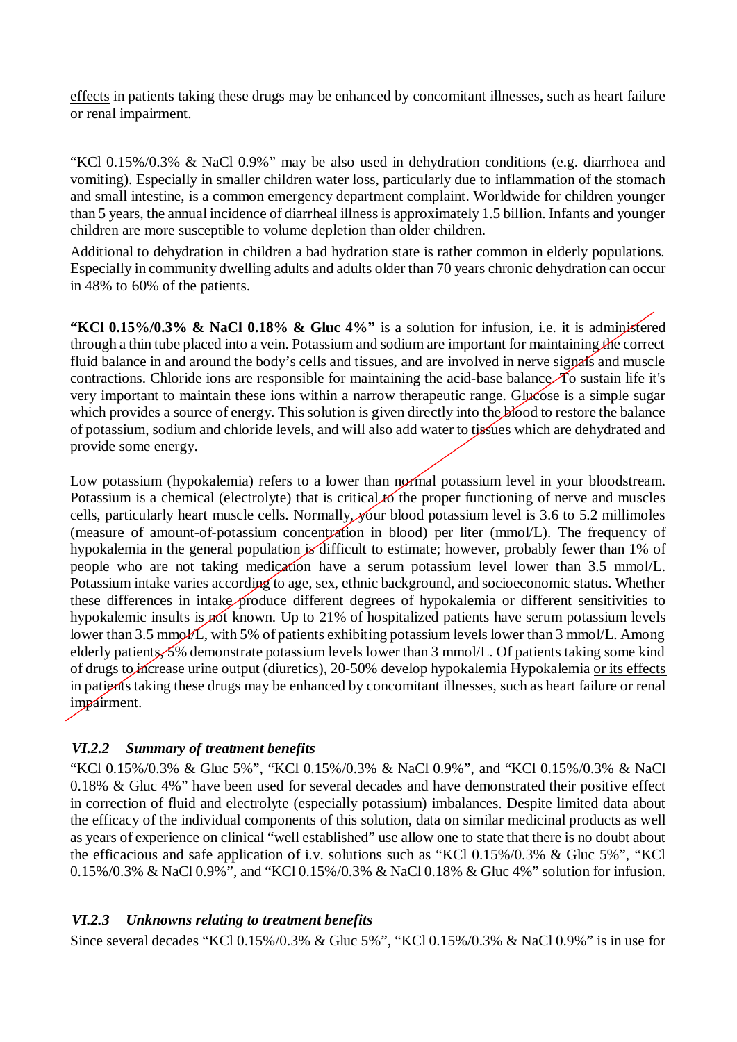effects in patients taking these drugs may be enhanced by concomitant illnesses, such as heart failure or renal impairment.

"KCl 0.15%/0.3% & NaCl 0.9%" may be also used in dehydration conditions (e.g. diarrhoea and vomiting). Especially in smaller children water loss, particularly due to inflammation of the stomach and small intestine, is a common emergency department complaint. Worldwide for children younger than 5 years, the annual incidence of diarrheal illness is approximately 1.5 billion. Infants and younger children are more susceptible to volume depletion than older children.

Additional to dehydration in children a bad hydration state is rather common in elderly populations. Especially in community dwelling adults and adults older than 70 years chronic dehydration can occur in 48% to 60% of the patients.

**"KCl 0.15%/0.3% & NaCl 0.18% & Gluc 4%"** is a solution for infusion, i.e. it is administered through a thin tube placed into a vein. Potassium and sodium are important for maintaining the correct fluid balance in and around the body's cells and tissues, and are involved in nerve signals and muscle contractions. Chloride ions are responsible for maintaining the acid-base balance. To sustain life it's very important to maintain these ions within a narrow therapeutic range. Glucose is a simple sugar which provides a source of energy. This solution is given directly into the blood to restore the balance of potassium, sodium and chloride levels, and will also add water to tissues which are dehydrated and provide some energy.

Low potassium (hypokalemia) refers to a lower than normal potassium level in your bloodstream. Potassium is a chemical (electrolyte) that is critical to the proper functioning of nerve and muscles cells, particularly heart muscle cells. Normally, your blood potassium level is 3.6 to 5.2 millimoles (measure of amount-of-potassium concentration in blood) per liter (mmol/L). The frequency of hypokalemia in the general population is difficult to estimate; however, probably fewer than 1% of people who are not taking medication have a serum potassium level lower than 3.5 mmol/L. Potassium intake varies according to age, sex, ethnic background, and socioeconomic status. Whether these differences in intake produce different degrees of hypokalemia or different sensitivities to hypokalemic insults is not known. Up to 21% of hospitalized patients have serum potassium levels lower than 3.5 mmol/L, with 5% of patients exhibiting potassium levels lower than 3 mmol/L. Among elderly patients, 5% demonstrate potassium levels lower than 3 mmol/L. Of patients taking some kind of drugs to increase urine output (diuretics), 20-50% develop hypokalemia Hypokalemia or its effects in patients taking these drugs may be enhanced by concomitant illnesses, such as heart failure or renal impairment.

### *VI.2.2 Summary of treatment benefits*

"KCl 0.15%/0.3% & Gluc 5%", "KCl 0.15%/0.3% & NaCl 0.9%", and "KCl 0.15%/0.3% & NaCl 0.18% & Gluc 4%" have been used for several decades and have demonstrated their positive effect in correction of fluid and electrolyte (especially potassium) imbalances. Despite limited data about the efficacy of the individual components of this solution, data on similar medicinal products as well as years of experience on clinical "well established" use allow one to state that there is no doubt about the efficacious and safe application of i.v. solutions such as "KCl 0.15%/0.3% & Gluc 5%", "KCl 0.15%/0.3% & NaCl 0.9%", and "KCl 0.15%/0.3% & NaCl 0.18% & Gluc 4%" solution for infusion.

### *VI.2.3 Unknowns relating to treatment benefits*

Since several decades "KCl 0.15%/0.3% & Gluc 5%", "KCl 0.15%/0.3% & NaCl 0.9%" is in use for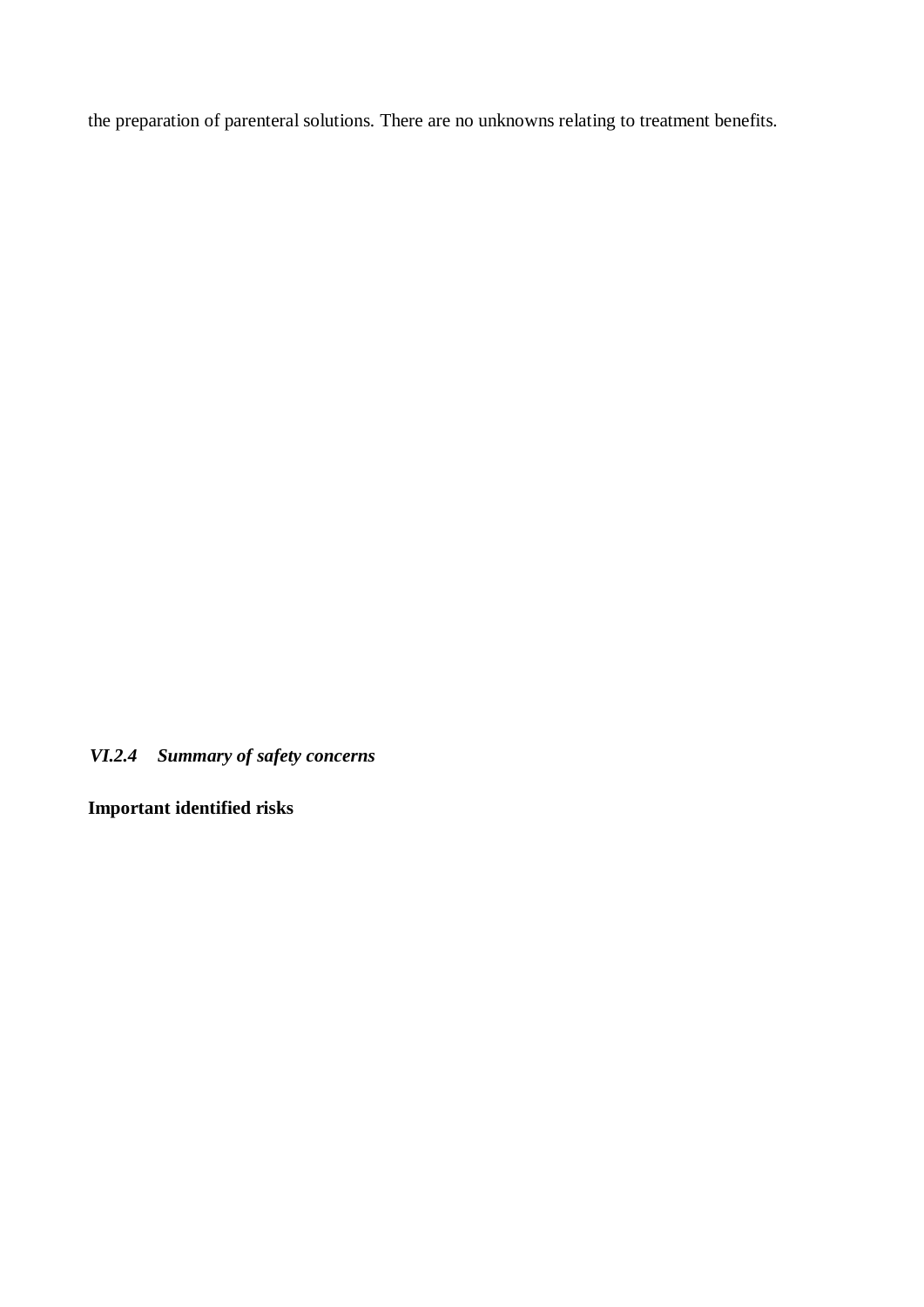the preparation of parenteral solutions. There are no unknowns relating to treatment benefits.

### *VI.2.4 Summary of safety concerns*

**Important identified risks**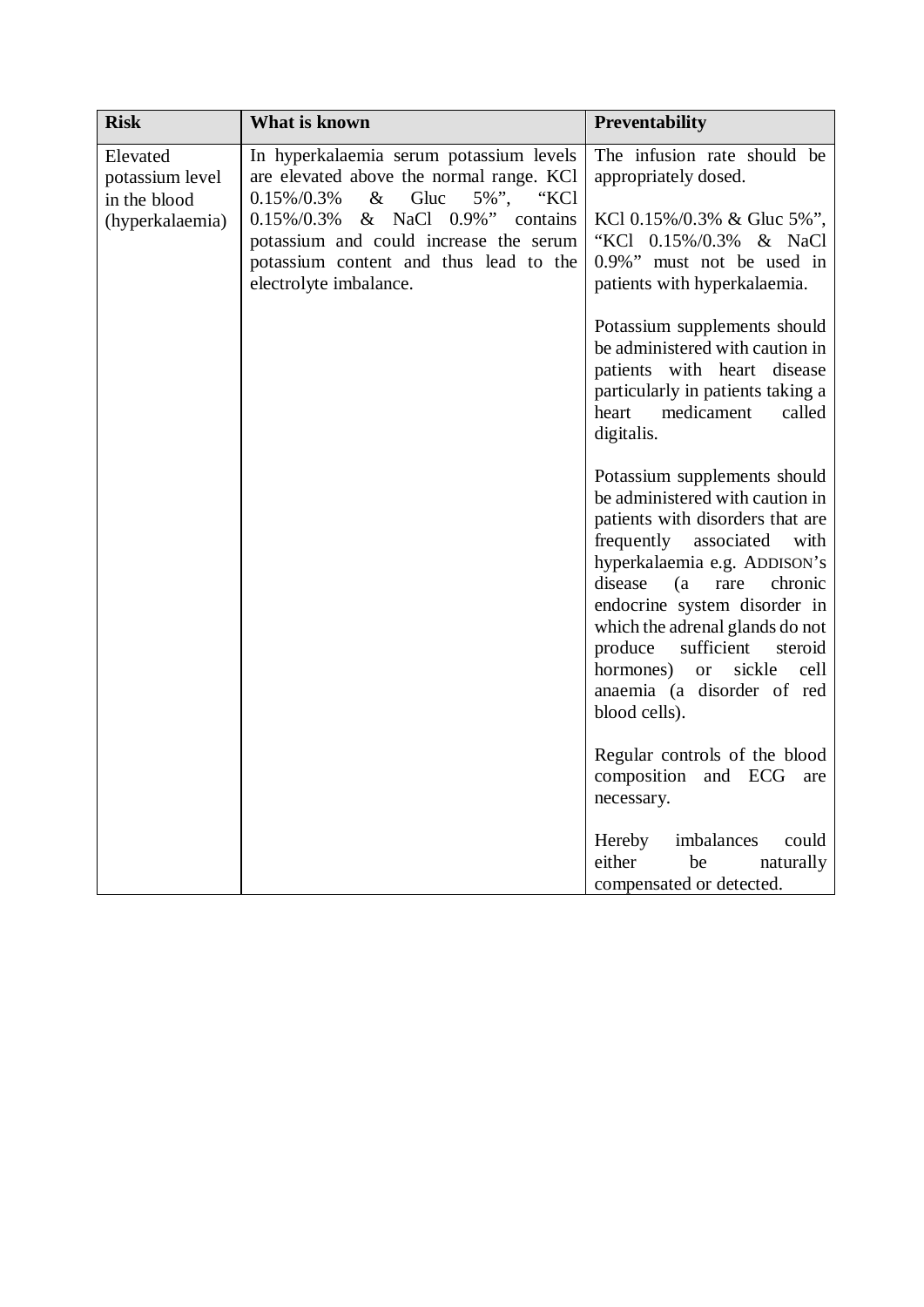| Risk | What is known | Preventability |
|---|---|---|
| Elevated potassium level in the blood (hyperkalaemia) | In hyperkalaemia serum potassium levels are elevated above the normal range. KCl 0.15%/0.3% & Gluc 5%", "KCl 0.15%/0.3% & NaCl 0.9%" contains potassium and could increase the serum potassium content and thus lead to the electrolyte imbalance. | The infusion rate should be appropriately dosed.<br><br>KCl 0.15%/0.3% & Gluc 5%", "KCl 0.15%/0.3% & NaCl 0.9%" must not be used in patients with hyperkalaemia.<br><br>Potassium supplements should be administered with caution in patients with heart disease particularly in patients taking a heart medicament called digitalis.<br><br>Potassium supplements should be administered with caution in patients with disorders that are frequently associated with hyperkalaemia e.g. ADDISON's disease (a rare chronic endocrine system disorder in which the adrenal glands do not produce sufficient steroid hormones) or sickle cell anaemia (a disorder of red blood cells).<br><br>Regular controls of the blood composition and ECG are necessary.<br><br>Hereby imbalances could either be naturally compensated or detected. |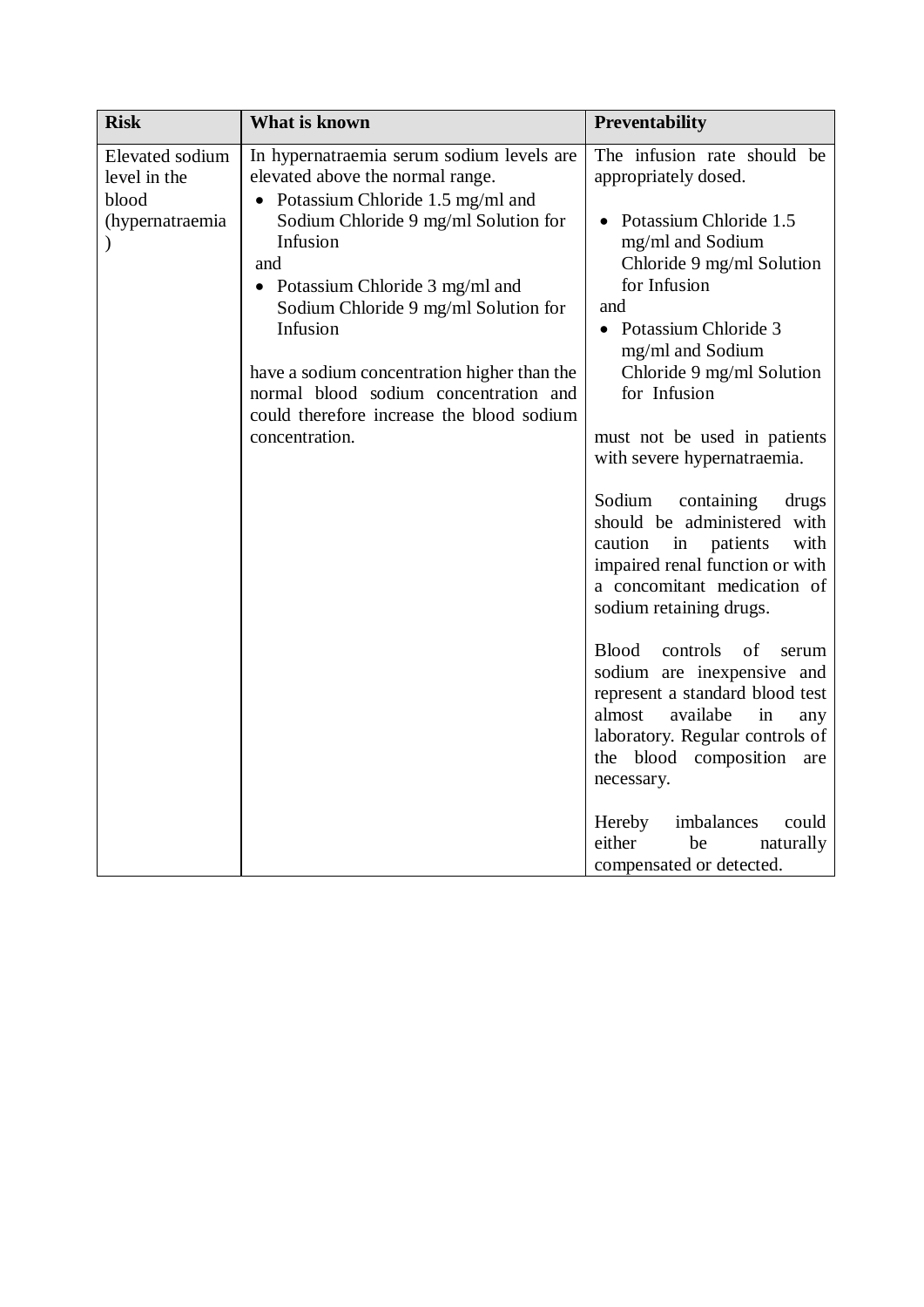| Risk | What is known | Preventability |
|---|---|---|
| Elevated sodium level in the blood (hypernatraemia) | In hypernatraemia serum sodium levels are elevated above the normal range.<br>• Potassium Chloride 1.5 mg/ml and Sodium Chloride 9 mg/ml Solution for Infusion<br>and<br>• Potassium Chloride 3 mg/ml and Sodium Chloride 9 mg/ml Solution for Infusion<br><br>have a sodium concentration higher than the normal blood sodium concentration and could therefore increase the blood sodium concentration. | The infusion rate should be appropriately dosed.<br><br>• Potassium Chloride 1.5 mg/ml and Sodium Chloride 9 mg/ml Solution for Infusion<br>and<br>• Potassium Chloride 3 mg/ml and Sodium Chloride 9 mg/ml Solution for Infusion<br><br>must not be used in patients with severe hypernatraemia.<br><br>Sodium containing drugs should be administered with caution in patients with impaired renal function or with a concomitant medication of sodium retaining drugs.<br><br>Blood controls of serum sodium are inexpensive and represent a standard blood test almost availabe in any laboratory. Regular controls of the blood composition are necessary.<br><br>Hereby imbalances could either be naturally compensated or detected. |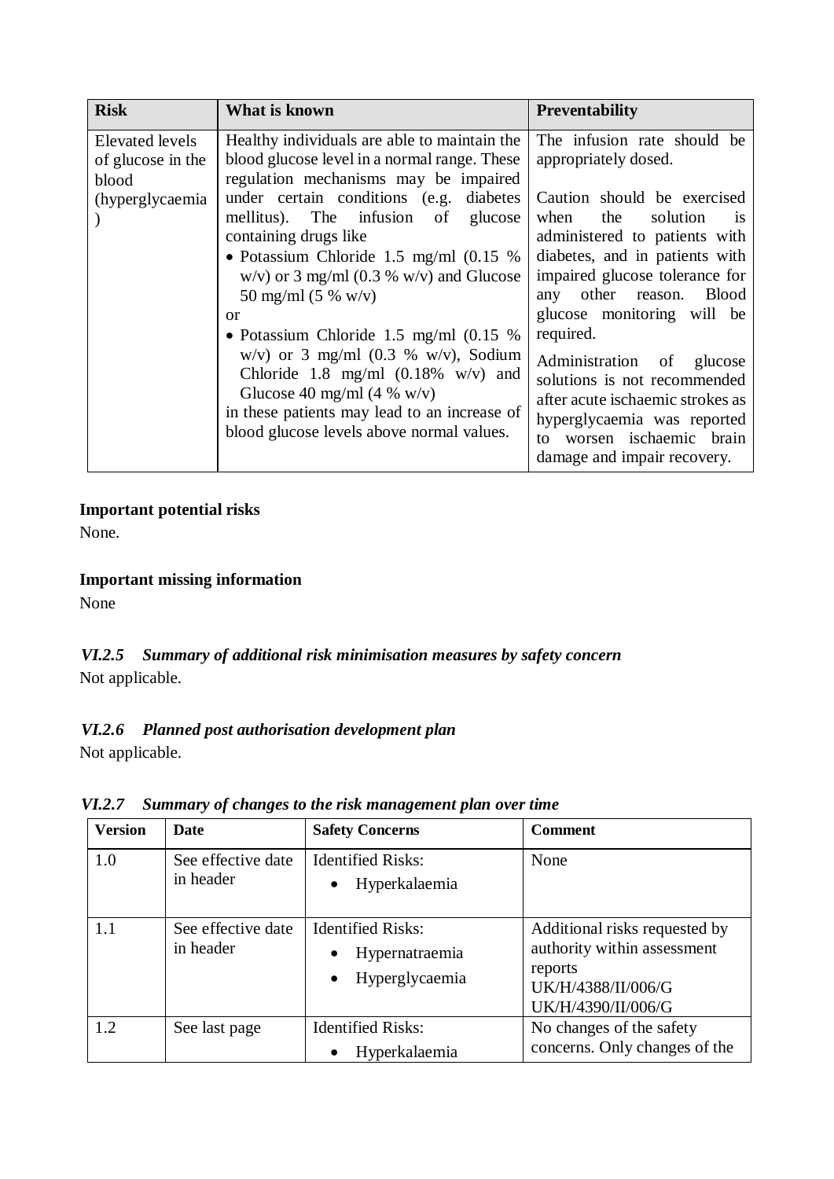| Risk | What is known | Preventability |
| --- | --- | --- |
| Elevated levels of glucose in the blood (hyperglycaemia) | Healthy individuals are able to maintain the blood glucose level in a normal range. These regulation mechanisms may be impaired under certain conditions (e.g. diabetes mellitus). The infusion of glucose containing drugs like<br>• Potassium Chloride 1.5 mg/ml (0.15 % w/v) or 3 mg/ml (0.3 % w/v) and Glucose 50 mg/ml (5 % w/v)<br>or<br>• Potassium Chloride 1.5 mg/ml (0.15 % w/v) or 3 mg/ml (0.3 % w/v), Sodium Chloride 1.8 mg/ml (0.18% w/v) and Glucose 40 mg/ml (4 % w/v)<br>in these patients may lead to an increase of blood glucose levels above normal values. | The infusion rate should be appropriately dosed.<br><br>Caution should be exercised when the solution is administered to patients with diabetes, and in patients with impaired glucose tolerance for any other reason. Blood glucose monitoring will be required.<br><br>Administration of glucose solutions is not recommended after acute ischaemic strokes as hyperglycaemia was reported to worsen ischaemic brain damage and impair recovery. |

**Important potential risks**

None.

**Important missing information**

None

### *VI.2.5 Summary of additional risk minimisation measures by safety concern*

Not applicable.

### *VI.2.6 Planned post authorisation development plan*

Not applicable.

### *VI.2.7 Summary of changes to the risk management plan over time*

| Version | Date | Safety Concerns | Comment |
| --- | --- | --- | --- |
| 1.0 | See effective date in header | Identified Risks:<br>• Hyperkalaemia | None |
| 1.1 | See effective date in header | Identified Risks:<br>• Hypernatraemia<br>• Hyperglycaemia | Additional risks requested by authority within assessment reports<br>UK/H/4388/II/006/G<br>UK/H/4390/II/006/G |
| 1.2 | See last page | Identified Risks:<br>• Hyperkalaemia | No changes of the safety concerns. Only changes of the |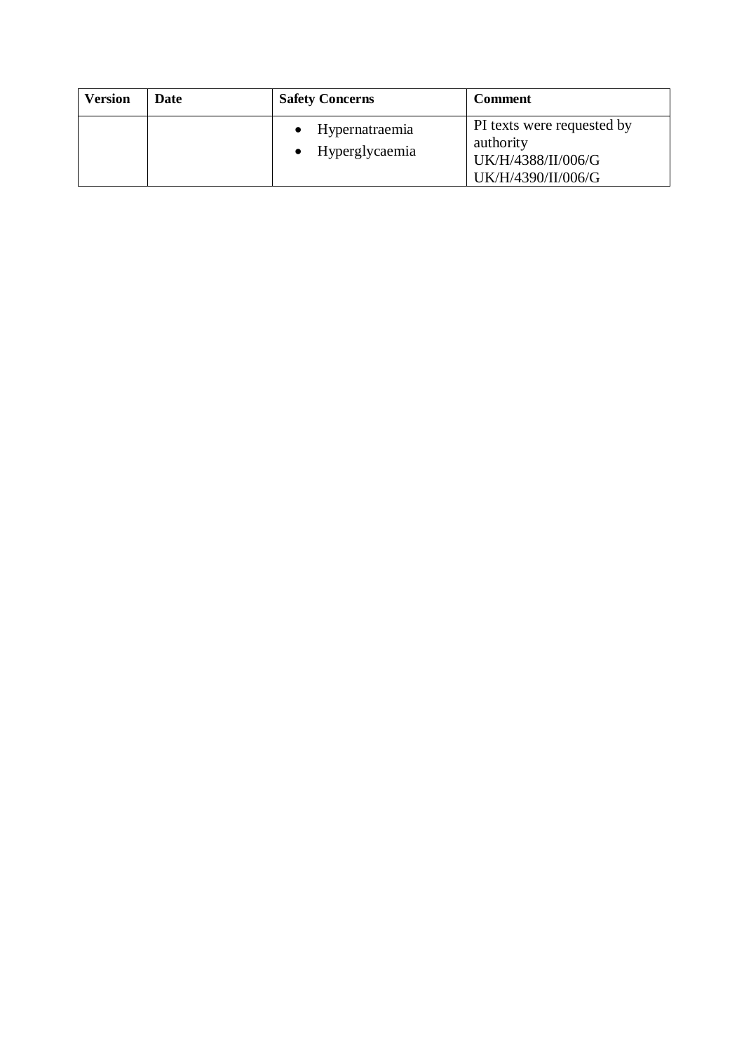| Version | Date | Safety Concerns | Comment |
| --- | --- | --- | --- |
| | | • Hypernatraemia<br>• Hyperglycaemia | PI texts were requested by authority<br>UK/H/4388/II/006/G<br>UK/H/4390/II/006/G |